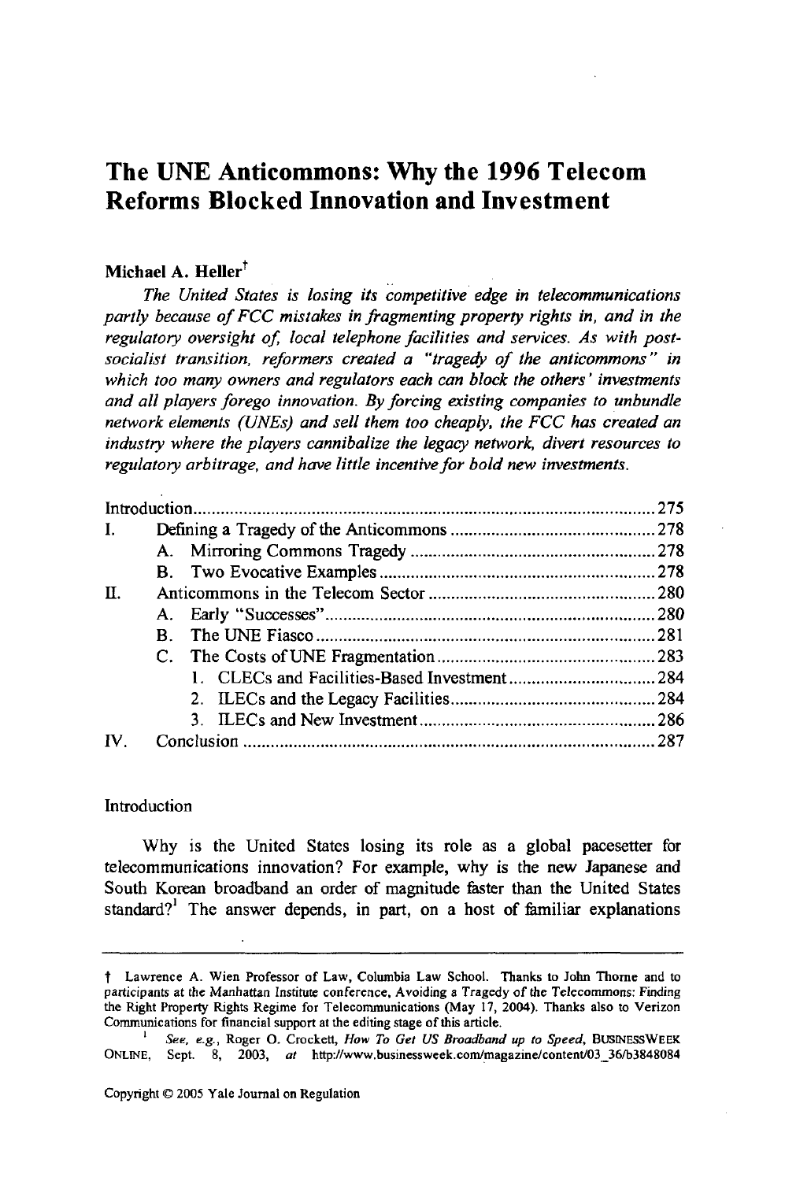# The UNE Anticommons: Why the 1996 Telecom Reforms Blocked Innovation and Investment

**Michael A. Heller**[†]

*The United States is losing its competitive edge in telecommunications partly because of FCC mistakes in fragmenting property rights in, and in the regulatory oversight of, local telephone facilities and services. As with post-socialist transition, reformers created a "tragedy of the anticommons" in which too many owners and regulators each can block the others' investments and all players forego innovation. By forcing existing companies to unbundle network elements (UNEs) and sell them too cheaply, the FCC has created an industry where the players cannibalize the legacy network, divert resources to regulatory arbitrage, and have little incentive for bold new investments.*

| | | |
|---|---|---|
| Introduction | | 275 |
| I. | Defining a Tragedy of the Anticommons | 278 |
| | A. Mirroring Commons Tragedy | 278 |
| | B. Two Evocative Examples | 278 |
| II. | Anticommons in the Telecom Sector | 280 |
| | A. Early "Successes" | 280 |
| | B. The UNE Fiasco | 281 |
| | C. The Costs of UNE Fragmentation | 283 |
| | 1. CLECs and Facilities-Based Investment | 284 |
| | 2. ILECs and the Legacy Facilities | 284 |
| | 3. ILECs and New Investment | 286 |
| IV. | Conclusion | 287 |

Introduction

Why is the United States losing its role as a global pacesetter for telecommunications innovation? For example, why is the new Japanese and South Korean broadband an order of magnitude faster than the United States standard?[1] The answer depends, in part, on a host of familiar explanations

---

† Lawrence A. Wien Professor of Law, Columbia Law School. Thanks to John Thorne and to participants at the Manhattan Institute conference, Avoiding a Tragedy of the Telecommons: Finding the Right Property Rights Regime for Telecommunications (May 17, 2004). Thanks also to Verizon Communications for financial support at the editing stage of this article.

1 *See, e.g.*, Roger O. Crockett, *How To Get US Broadband up to Speed*, BUSINESSWEEK ONLINE, Sept. 8, 2003, *at* http://www.businessweek.com/magazine/content/03_36/b3848084

Copyright © 2005 Yale Journal on Regulation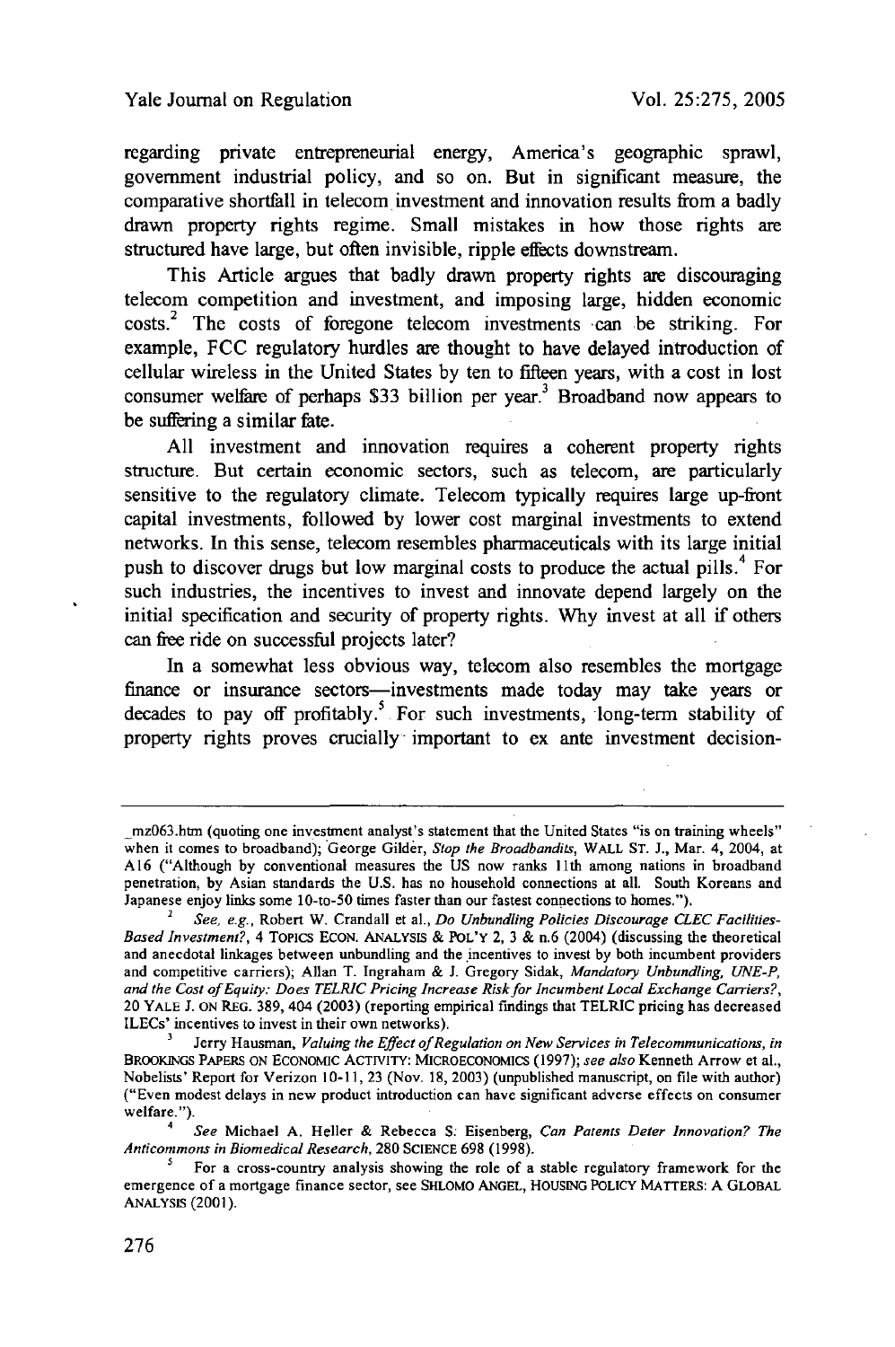regarding private entrepreneurial energy, America's geographic sprawl, government industrial policy, and so on. But in significant measure, the comparative shortfall in telecom investment and innovation results from a badly drawn property rights regime. Small mistakes in how those rights are structured have large, but often invisible, ripple effects downstream.

This Article argues that badly drawn property rights are discouraging telecom competition and investment, and imposing large, hidden economic costs.[2] The costs of foregone telecom investments can be striking. For example, FCC regulatory hurdles are thought to have delayed introduction of cellular wireless in the United States by ten to fifteen years, with a cost in lost consumer welfare of perhaps $33 billion per year.[3] Broadband now appears to be suffering a similar fate.

All investment and innovation requires a coherent property rights structure. But certain economic sectors, such as telecom, are particularly sensitive to the regulatory climate. Telecom typically requires large up-front capital investments, followed by lower cost marginal investments to extend networks. In this sense, telecom resembles pharmaceuticals with its large initial push to discover drugs but low marginal costs to produce the actual pills.[4] For such industries, the incentives to invest and innovate depend largely on the initial specification and security of property rights. Why invest at all if others can free ride on successful projects later?

In a somewhat less obvious way, telecom also resembles the mortgage finance or insurance sectors—investments made today may take years or decades to pay off profitably.[5] For such investments, long-term stability of property rights proves crucially important to ex ante investment decision-

---

_mz063.htm (quoting one investment analyst's statement that the United States "is on training wheels" when it comes to broadband); George Gilder, *Stop the Broadbandits*, WALL ST. J., Mar. 4, 2004, at A16 ("Although by conventional measures the US now ranks 11th among nations in broadband penetration, by Asian standards the U.S. has no household connections at all. South Koreans and Japanese enjoy links some 10-to-50 times faster than our fastest connections to homes.").

[2] *See, e.g.*, Robert W. Crandall et al., *Do Unbundling Policies Discourage CLEC Facilities-Based Investment?*, 4 TOPICS ECON. ANALYSIS & POL'Y 2, 3 & n.6 (2004) (discussing the theoretical and anecdotal linkages between unbundling and the incentives to invest by both incumbent providers and competitive carriers); Allan T. Ingraham & J. Gregory Sidak, *Mandatory Unbundling, UNE-P, and the Cost of Equity: Does TELRIC Pricing Increase Risk for Incumbent Local Exchange Carriers?*, 20 YALE J. ON REG. 389, 404 (2003) (reporting empirical findings that TELRIC pricing has decreased ILECs' incentives to invest in their own networks).

[3] Jerry Hausman, *Valuing the Effect of Regulation on New Services in Telecommunications*, *in* BROOKINGS PAPERS ON ECONOMIC ACTIVITY: MICROECONOMICS (1997); *see also* Kenneth Arrow et al., Nobelists' Report for Verizon 10-11, 23 (Nov. 18, 2003) (unpublished manuscript, on file with author) ("Even modest delays in new product introduction can have significant adverse effects on consumer welfare.").

[4] *See* Michael A. Heller & Rebecca S. Eisenberg, *Can Patents Deter Innovation? The Anticommons in Biomedical Research*, 280 SCIENCE 698 (1998).

[5] For a cross-country analysis showing the role of a stable regulatory framework for the emergence of a mortgage finance sector, see SHLOMO ANGEL, HOUSING POLICY MATTERS: A GLOBAL ANALYSIS (2001).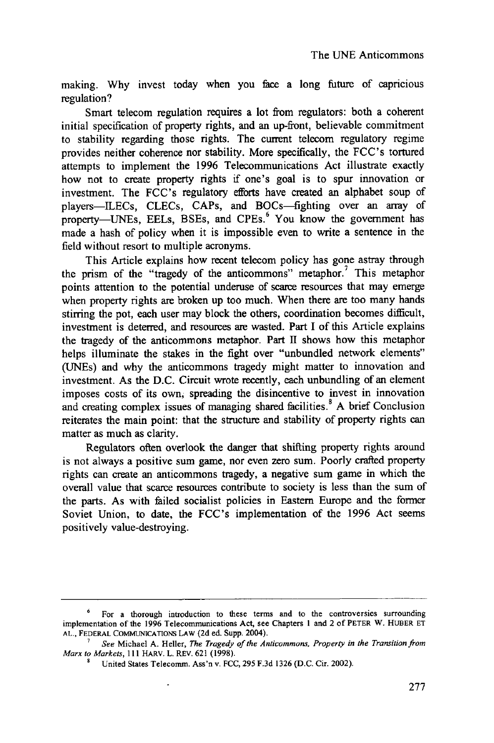making. Why invest today when you face a long future of capricious regulation?

Smart telecom regulation requires a lot from regulators: both a coherent initial specification of property rights, and an up-front, believable commitment to stability regarding those rights. The current telecom regulatory regime provides neither coherence nor stability. More specifically, the FCC's tortured attempts to implement the 1996 Telecommunications Act illustrate exactly how not to create property rights if one's goal is to spur innovation or investment. The FCC's regulatory efforts have created an alphabet soup of players—ILECs, CLECs, CAPs, and BOCs—fighting over an array of property—UNEs, EELs, BSEs, and CPEs.[6] You know the government has made a hash of policy when it is impossible even to write a sentence in the field without resort to multiple acronyms.

This Article explains how recent telecom policy has gone astray through the prism of the "tragedy of the anticommons" metaphor.[7] This metaphor points attention to the potential underuse of scarce resources that may emerge when property rights are broken up too much. When there are too many hands stirring the pot, each user may block the others, coordination becomes difficult, investment is deterred, and resources are wasted. Part I of this Article explains the tragedy of the anticommons metaphor. Part II shows how this metaphor helps illuminate the stakes in the fight over "unbundled network elements" (UNEs) and why the anticommons tragedy might matter to innovation and investment. As the D.C. Circuit wrote recently, each unbundling of an element imposes costs of its own, spreading the disincentive to invest in innovation and creating complex issues of managing shared facilities.[8] A brief Conclusion reiterates the main point: that the structure and stability of property rights can matter as much as clarity.

Regulators often overlook the danger that shifting property rights around is not always a positive sum game, nor even zero sum. Poorly crafted property rights can create an anticommons tragedy, a negative sum game in which the overall value that scarce resources contribute to society is less than the sum of the parts. As with failed socialist policies in Eastern Europe and the former Soviet Union, to date, the FCC's implementation of the 1996 Act seems positively value-destroying.

---

[6] For a thorough introduction to these terms and to the controversies surrounding implementation of the 1996 Telecommunications Act, see Chapters 1 and 2 of PETER W. HUBER ET AL., FEDERAL COMMUNICATIONS LAW (2d ed. Supp. 2004).

[7] *See* Michael A. Heller, *The Tragedy of the Anticommons, Property in the Transition from Marx to Markets*, 111 HARV. L. REV. 621 (1998).

[8] United States Telecomm. Ass'n v. FCC, 295 F.3d 1326 (D.C. Cir. 2002).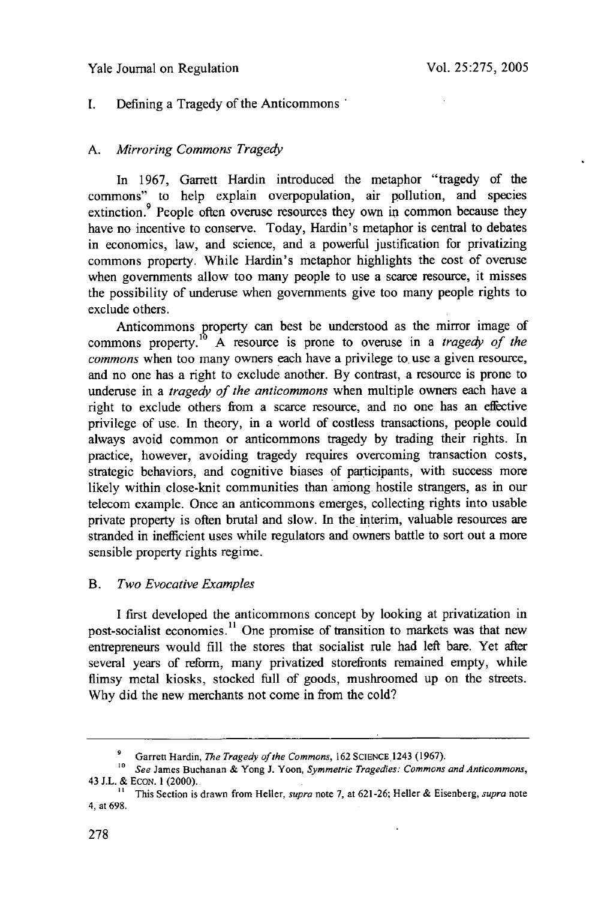## I. Defining a Tragedy of the Anticommons

### A. *Mirroring Commons Tragedy*

In 1967, Garrett Hardin introduced the metaphor "tragedy of the commons" to help explain overpopulation, air pollution, and species extinction.[9] People often overuse resources they own in common because they have no incentive to conserve. Today, Hardin's metaphor is central to debates in economics, law, and science, and a powerful justification for privatizing commons property. While Hardin's metaphor highlights the cost of overuse when governments allow too many people to use a scarce resource, it misses the possibility of underuse when governments give too many people rights to exclude others.

Anticommons property can best be understood as the mirror image of commons property.[10] A resource is prone to overuse in a *tragedy of the commons* when too many owners each have a privilege to use a given resource, and no one has a right to exclude another. By contrast, a resource is prone to underuse in a *tragedy of the anticommons* when multiple owners each have a right to exclude others from a scarce resource, and no one has an effective privilege of use. In theory, in a world of costless transactions, people could always avoid common or anticommons tragedy by trading their rights. In practice, however, avoiding tragedy requires overcoming transaction costs, strategic behaviors, and cognitive biases of participants, with success more likely within close-knit communities than among hostile strangers, as in our telecom example. Once an anticommons emerges, collecting rights into usable private property is often brutal and slow. In the interim, valuable resources are stranded in inefficient uses while regulators and owners battle to sort out a more sensible property rights regime.

### B. *Two Evocative Examples*

I first developed the anticommons concept by looking at privatization in post-socialist economies.[11] One promise of transition to markets was that new entrepreneurs would fill the stores that socialist rule had left bare. Yet after several years of reform, many privatized storefronts remained empty, while flimsy metal kiosks, stocked full of goods, mushroomed up on the streets. Why did the new merchants not come in from the cold?

---

[9] Garrett Hardin, *The Tragedy of the Commons*, 162 SCIENCE 1243 (1967).

[10] *See* James Buchanan & Yong J. Yoon, *Symmetric Tragedies: Commons and Anticommons*, 43 J.L. & ECON. 1 (2000).

[11] This Section is drawn from Heller, *supra* note 7, at 621-26; Heller & Eisenberg, *supra* note 4, at 698.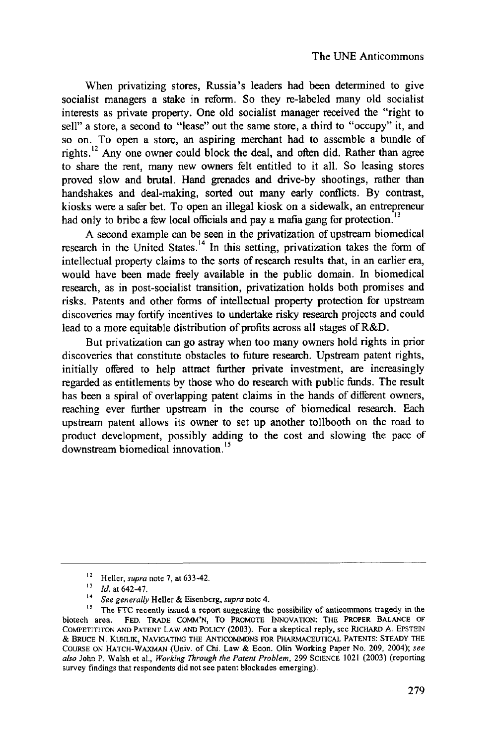When privatizing stores, Russia's leaders had been determined to give socialist managers a stake in reform. So they re-labeled many old socialist interests as private property. One old socialist manager received the "right to sell" a store, a second to "lease" out the same store, a third to "occupy" it, and so on. To open a store, an aspiring merchant had to assemble a bundle of rights.[12] Any one owner could block the deal, and often did. Rather than agree to share the rent, many new owners felt entitled to it all. So leasing stores proved slow and brutal. Hand grenades and drive-by shootings, rather than handshakes and deal-making, sorted out many early conflicts. By contrast, kiosks were a safer bet. To open an illegal kiosk on a sidewalk, an entrepreneur had only to bribe a few local officials and pay a mafia gang for protection.[13]

A second example can be seen in the privatization of upstream biomedical research in the United States.[14] In this setting, privatization takes the form of intellectual property claims to the sorts of research results that, in an earlier era, would have been made freely available in the public domain. In biomedical research, as in post-socialist transition, privatization holds both promises and risks. Patents and other forms of intellectual property protection for upstream discoveries may fortify incentives to undertake risky research projects and could lead to a more equitable distribution of profits across all stages of R&D.

But privatization can go astray when too many owners hold rights in prior discoveries that constitute obstacles to future research. Upstream patent rights, initially offered to help attract further private investment, are increasingly regarded as entitlements by those who do research with public funds. The result has been a spiral of overlapping patent claims in the hands of different owners, reaching ever further upstream in the course of biomedical research. Each upstream patent allows its owner to set up another tollbooth on the road to product development, possibly adding to the cost and slowing the pace of downstream biomedical innovation.[15]

---

[12] Heller, *supra* note 7, at 633-42.

[13] *Id.* at 642-47.

[14] *See generally* Heller & Eisenberg, *supra* note 4.

[15] The FTC recently issued a report suggesting the possibility of anticommons tragedy in the biotech area. FED. TRADE COMM'N, TO PROMOTE INNOVATION: THE PROPER BALANCE OF COMPETITITON AND PATENT LAW AND POLICY (2003). For a skeptical reply, see RICHARD A. EPSTEIN & BRUCE N. KUHLIK, NAVIGATING THE ANTICOMMONS FOR PHARMACEUTICAL PATENTS: STEADY THE COURSE ON HATCH-WAXMAN (Univ. of Chi. Law & Econ. Olin Working Paper No. 209, 2004); *see also* John P. Walsh et al., *Working Through the Patent Problem*, 299 SCIENCE 1021 (2003) (reporting survey findings that respondents did not see patent blockades emerging).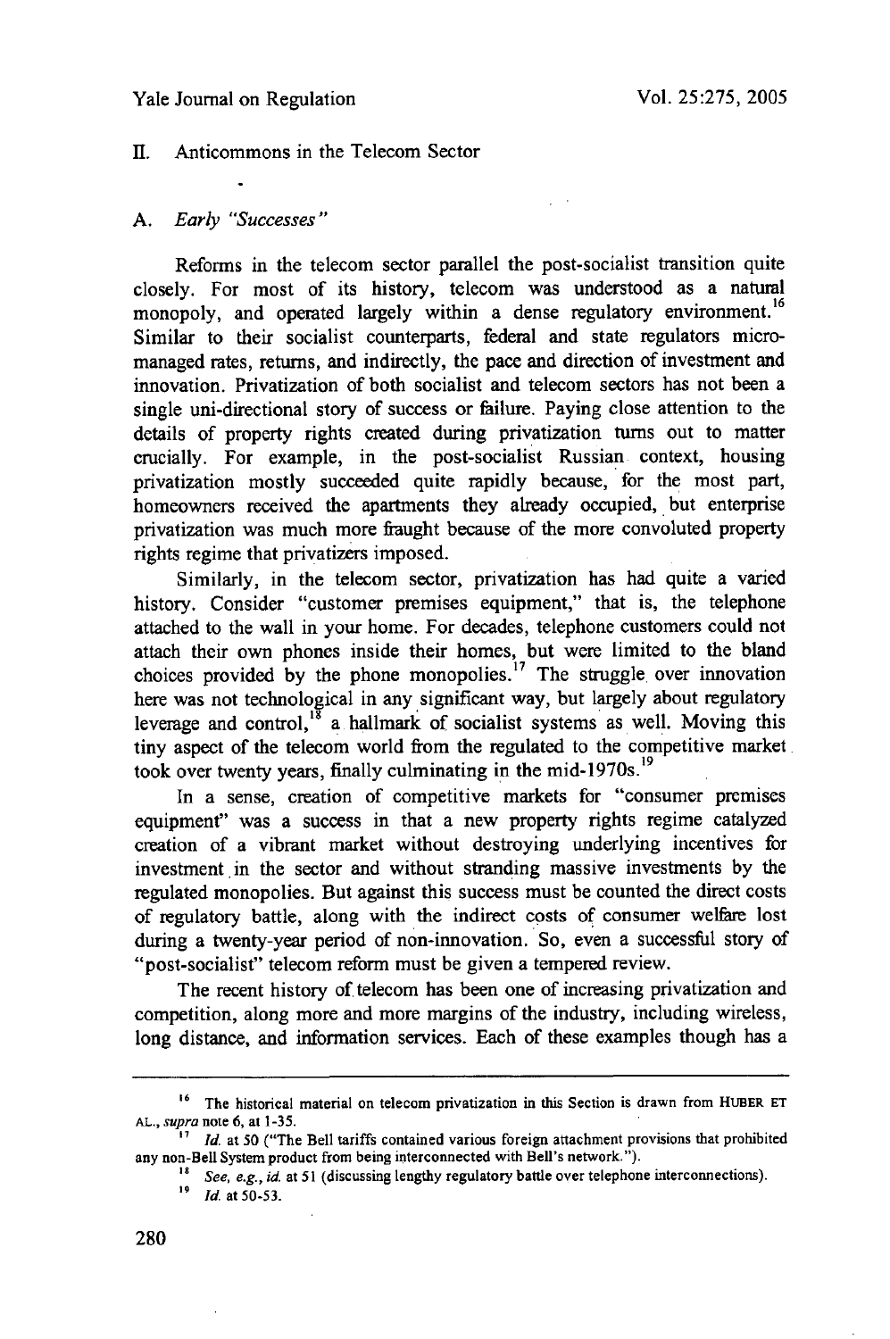## II. Anticommons in the Telecom Sector

### A. *Early "Successes"*

Reforms in the telecom sector parallel the post-socialist transition quite closely. For most of its history, telecom was understood as a natural monopoly, and operated largely within a dense regulatory environment.[16] Similar to their socialist counterparts, federal and state regulators micro-managed rates, returns, and indirectly, the pace and direction of investment and innovation. Privatization of both socialist and telecom sectors has not been a single uni-directional story of success or failure. Paying close attention to the details of property rights created during privatization turns out to matter crucially. For example, in the post-socialist Russian context, housing privatization mostly succeeded quite rapidly because, for the most part, homeowners received the apartments they already occupied, but enterprise privatization was much more fraught because of the more convoluted property rights regime that privatizers imposed.

Similarly, in the telecom sector, privatization has had quite a varied history. Consider "customer premises equipment," that is, the telephone attached to the wall in your home. For decades, telephone customers could not attach their own phones inside their homes, but were limited to the bland choices provided by the phone monopolies.[17] The struggle over innovation here was not technological in any significant way, but largely about regulatory leverage and control,[18] a hallmark of socialist systems as well. Moving this tiny aspect of the telecom world from the regulated to the competitive market took over twenty years, finally culminating in the mid-1970s.[19]

In a sense, creation of competitive markets for "consumer premises equipment" was a success in that a new property rights regime catalyzed creation of a vibrant market without destroying underlying incentives for investment in the sector and without stranding massive investments by the regulated monopolies. But against this success must be counted the direct costs of regulatory battle, along with the indirect costs of consumer welfare lost during a twenty-year period of non-innovation. So, even a successful story of "post-socialist" telecom reform must be given a tempered review.

The recent history of telecom has been one of increasing privatization and competition, along more and more margins of the industry, including wireless, long distance, and information services. Each of these examples though has a

---

[16] The historical material on telecom privatization in this Section is drawn from HUBER ET AL., *supra* note 6, at 1-35.

[17] *Id.* at 50 ("The Bell tariffs contained various foreign attachment provisions that prohibited any non-Bell System product from being interconnected with Bell's network.").

[18] *See, e.g., id.* at 51 (discussing lengthy regulatory battle over telephone interconnections).

[19] *Id.* at 50-53.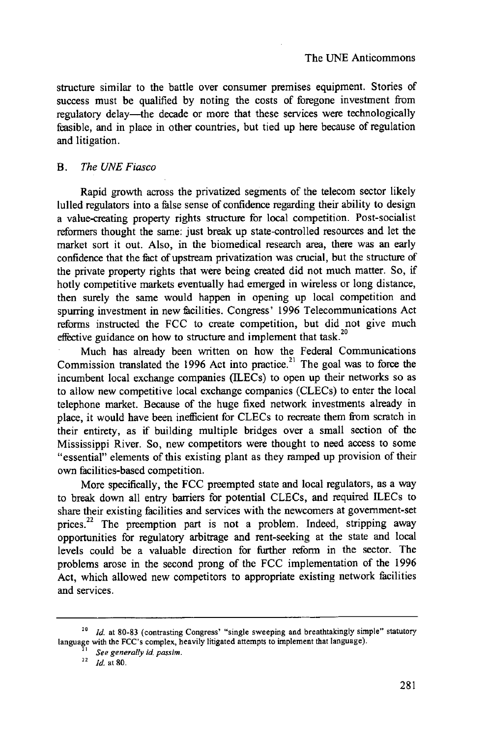structure similar to the battle over consumer premises equipment. Stories of success must be qualified by noting the costs of foregone investment from regulatory delay—the decade or more that these services were technologically feasible, and in place in other countries, but tied up here because of regulation and litigation.

### B. *The UNE Fiasco*

Rapid growth across the privatized segments of the telecom sector likely lulled regulators into a false sense of confidence regarding their ability to design a value-creating property rights structure for local competition. Post-socialist reformers thought the same: just break up state-controlled resources and let the market sort it out. Also, in the biomedical research area, there was an early confidence that the fact of upstream privatization was crucial, but the structure of the private property rights that were being created did not much matter. So, if hotly competitive markets eventually had emerged in wireless or long distance, then surely the same would happen in opening up local competition and spurring investment in new facilities. Congress' 1996 Telecommunications Act reforms instructed the FCC to create competition, but did not give much effective guidance on how to structure and implement that task.[20]

Much has already been written on how the Federal Communications Commission translated the 1996 Act into practice.[21] The goal was to force the incumbent local exchange companies (ILECs) to open up their networks so as to allow new competitive local exchange companies (CLECs) to enter the local telephone market. Because of the huge fixed network investments already in place, it would have been inefficient for CLECs to recreate them from scratch in their entirety, as if building multiple bridges over a small section of the Mississippi River. So, new competitors were thought to need access to some "essential" elements of this existing plant as they ramped up provision of their own facilities-based competition.

More specifically, the FCC preempted state and local regulators, as a way to break down all entry barriers for potential CLECs, and required ILECs to share their existing facilities and services with the newcomers at government-set prices.[22] The preemption part is not a problem. Indeed, stripping away opportunities for regulatory arbitrage and rent-seeking at the state and local levels could be a valuable direction for further reform in the sector. The problems arose in the second prong of the FCC implementation of the 1996 Act, which allowed new competitors to appropriate existing network facilities and services.

---

[20] *Id.* at 80-83 (contrasting Congress' "single sweeping and breathtakingly simple" statutory language with the FCC's complex, heavily litigated attempts to implement that language).

[21] *See generally id. passim.*

[22] *Id.* at 80.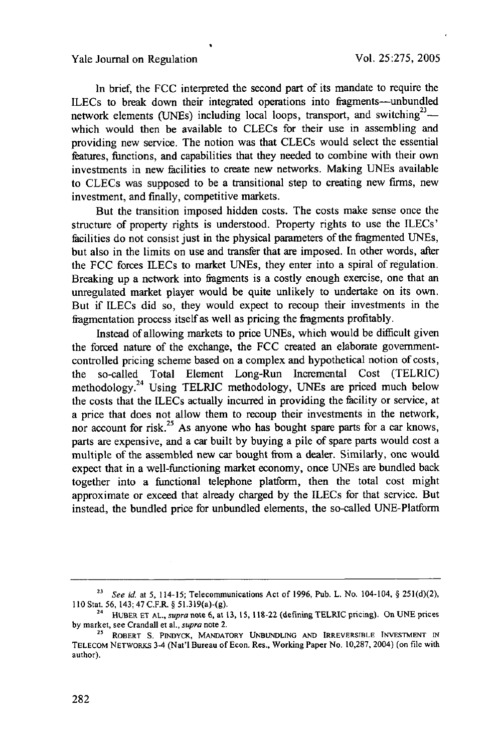In brief, the FCC interpreted the second part of its mandate to require the ILECs to break down their integrated operations into fragments—unbundled network elements (UNEs) including local loops, transport, and switching[23]—which would then be available to CLECs for their use in assembling and providing new service. The notion was that CLECs would select the essential features, functions, and capabilities that they needed to combine with their own investments in new facilities to create new networks. Making UNEs available to CLECs was supposed to be a transitional step to creating new firms, new investment, and finally, competitive markets.

But the transition imposed hidden costs. The costs make sense once the structure of property rights is understood. Property rights to use the ILECs' facilities do not consist just in the physical parameters of the fragmented UNEs, but also in the limits on use and transfer that are imposed. In other words, after the FCC forces ILECs to market UNEs, they enter into a spiral of regulation. Breaking up a network into fragments is a costly enough exercise, one that an unregulated market player would be quite unlikely to undertake on its own. But if ILECs did so, they would expect to recoup their investments in the fragmentation process itself as well as pricing the fragments profitably.

Instead of allowing markets to price UNEs, which would be difficult given the forced nature of the exchange, the FCC created an elaborate government-controlled pricing scheme based on a complex and hypothetical notion of costs, the so-called Total Element Long-Run Incremental Cost (TELRIC) methodology.[24] Using TELRIC methodology, UNEs are priced much below the costs that the ILECs actually incurred in providing the facility or service, at a price that does not allow them to recoup their investments in the network, nor account for risk.[25] As anyone who has bought spare parts for a car knows, parts are expensive, and a car built by buying a pile of spare parts would cost a multiple of the assembled new car bought from a dealer. Similarly, one would expect that in a well-functioning market economy, once UNEs are bundled back together into a functional telephone platform, then the total cost might approximate or exceed that already charged by the ILECs for that service. But instead, the bundled price for unbundled elements, the so-called UNE-Platform

---

[23] *See id.* at 5, 114-15; Telecommunications Act of 1996, Pub. L. No. 104-104, § 251(d)(2), 110 Stat. 56, 143; 47 C.F.R. § 51.319(a)-(g).

[24] HUBER ET AL., *supra* note 6, at 13, 15, 118-22 (defining TELRIC pricing). On UNE prices by market, see Crandall et al., *supra* note 2.

[25] ROBERT S. PINDYCK, MANDATORY UNBUNDLING AND IRREVERSIBLE INVESTMENT IN TELECOM NETWORKS 3-4 (Nat'l Bureau of Econ. Res., Working Paper No. 10,287, 2004) (on file with author).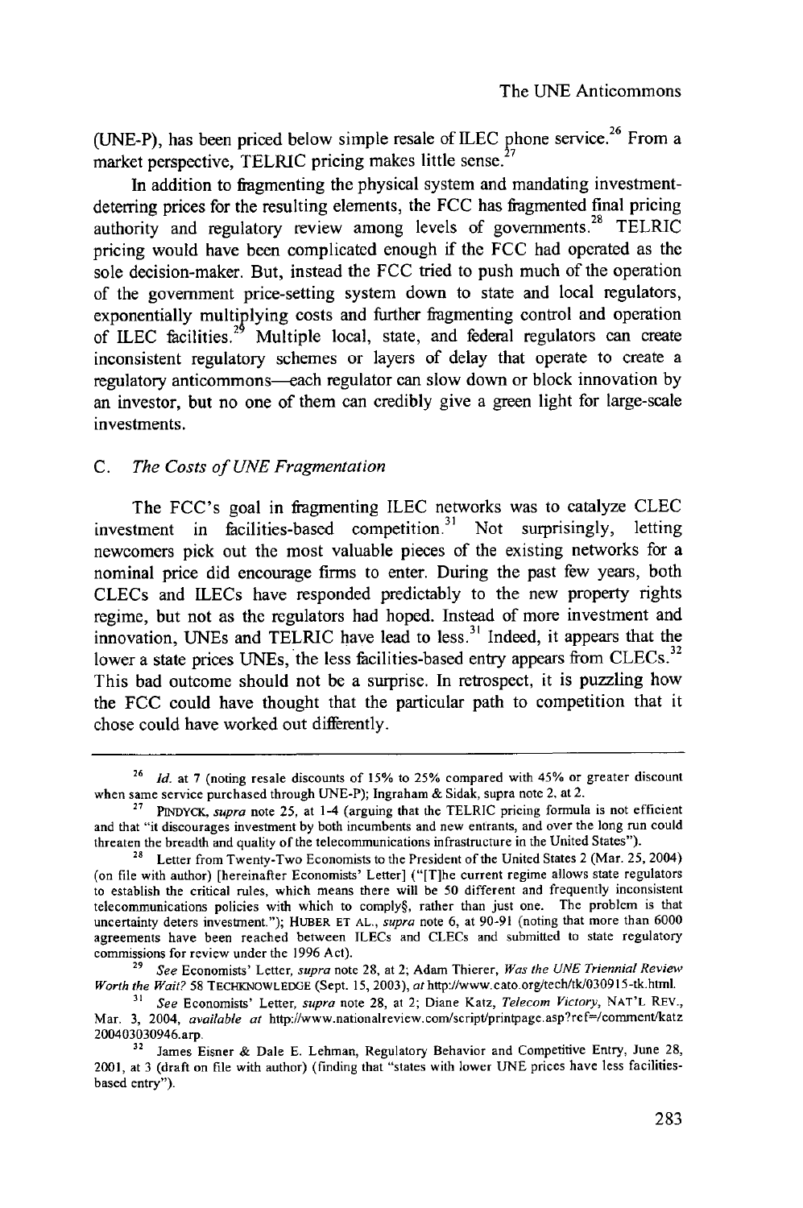(UNE-P), has been priced below simple resale of ILEC phone service.[26] From a market perspective, TELRIC pricing makes little sense.[27]

In addition to fragmenting the physical system and mandating investment-deterring prices for the resulting elements, the FCC has fragmented final pricing authority and regulatory review among levels of governments.[28] TELRIC pricing would have been complicated enough if the FCC had operated as the sole decision-maker. But, instead the FCC tried to push much of the operation of the government price-setting system down to state and local regulators, exponentially multiplying costs and further fragmenting control and operation of ILEC facilities.[29] Multiple local, state, and federal regulators can create inconsistent regulatory schemes or layers of delay that operate to create a regulatory anticommons—each regulator can slow down or block innovation by an investor, but no one of them can credibly give a green light for large-scale investments.

### C. *The Costs of UNE Fragmentation*

The FCC's goal in fragmenting ILEC networks was to catalyze CLEC investment in facilities-based competition.[31] Not surprisingly, letting newcomers pick out the most valuable pieces of the existing networks for a nominal price did encourage firms to enter. During the past few years, both CLECs and ILECs have responded predictably to the new property rights regime, but not as the regulators had hoped. Instead of more investment and innovation, UNEs and TELRIC have lead to less.[31] Indeed, it appears that the lower a state prices UNEs, the less facilities-based entry appears from CLECs.[32] This bad outcome should not be a surprise. In retrospect, it is puzzling how the FCC could have thought that the particular path to competition that it chose could have worked out differently.

---

[26] *Id.* at 7 (noting resale discounts of 15% to 25% compared with 45% or greater discount when same service purchased through UNE-P); Ingraham & Sidak, supra note 2, at 2.

[27] PINDYCK, *supra* note 25, at 1-4 (arguing that the TELRIC pricing formula is not efficient and that "it discourages investment by both incumbents and new entrants, and over the long run could threaten the breadth and quality of the telecommunications infrastructure in the United States").

[28] Letter from Twenty-Two Economists to the President of the United States 2 (Mar. 25, 2004) (on file with author) [hereinafter Economists' Letter] ("[T]he current regime allows state regulators to establish the critical rules, which means there will be 50 different and frequently inconsistent telecommunications policies with which to comply§, rather than just one. The problem is that uncertainty deters investment."); HUBER ET AL., *supra* note 6, at 90-91 (noting that more than 6000 agreements have been reached between ILECs and CLECs and submitted to state regulatory commissions for review under the 1996 Act).

[29] *See* Economists' Letter, *supra* note 28, at 2; Adam Thierer, *Was the UNE Triennial Review Worth the Wait?* 58 TECHKNOWLEDGE (Sept. 15, 2003), *at* http://www.cato.org/tech/tk/030915-tk.html.

[31] *See* Economists' Letter, *supra* note 28, at 2; Diane Katz, *Telecom Victory*, NAT'L REV., Mar. 3, 2004, *available at* http://www.nationalreview.com/script/printpage.asp?ref=/comment/katz200403030946.arp.

[32] James Eisner & Dale E. Lehman, Regulatory Behavior and Competitive Entry, June 28, 2001, at 3 (draft on file with author) (finding that "states with lower UNE prices have less facilities-based entry").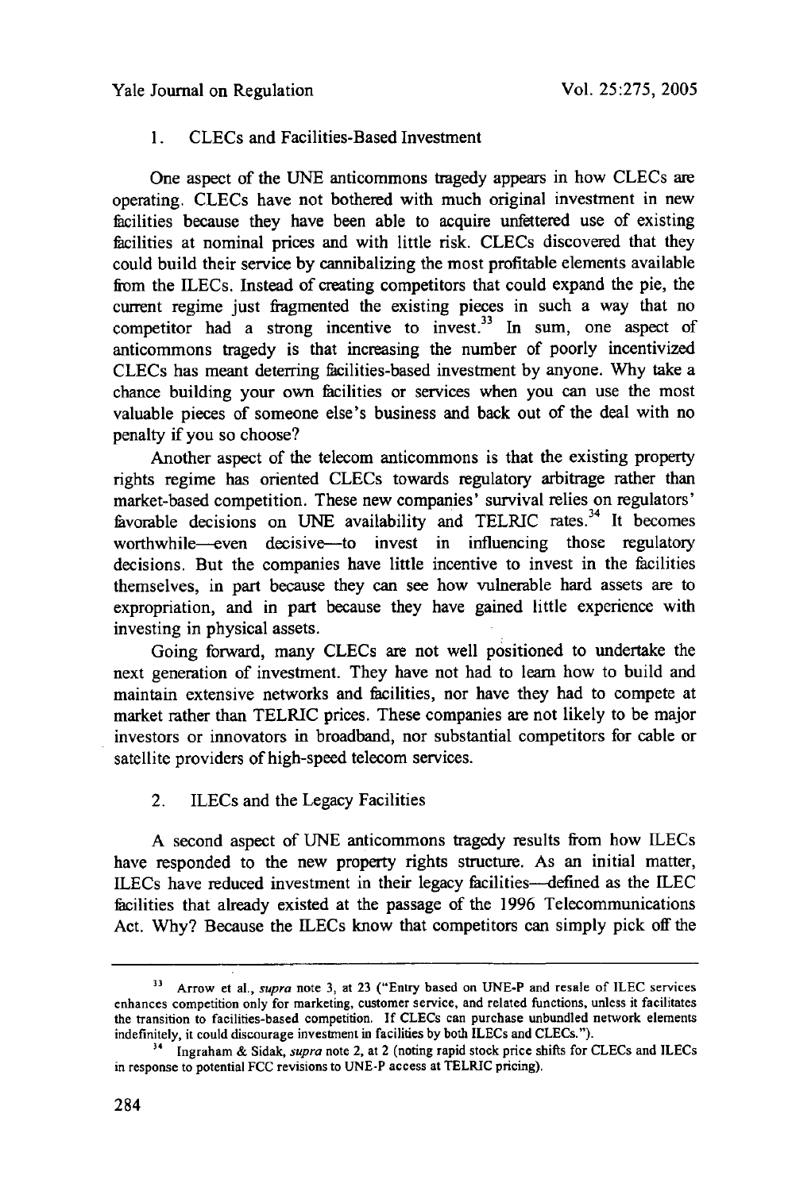### 1. CLECs and Facilities-Based Investment

One aspect of the UNE anticommons tragedy appears in how CLECs are operating. CLECs have not bothered with much original investment in new facilities because they have been able to acquire unfettered use of existing facilities at nominal prices and with little risk. CLECs discovered that they could build their service by cannibalizing the most profitable elements available from the ILECs. Instead of creating competitors that could expand the pie, the current regime just fragmented the existing pieces in such a way that no competitor had a strong incentive to invest.[33] In sum, one aspect of anticommons tragedy is that increasing the number of poorly incentivized CLECs has meant deterring facilities-based investment by anyone. Why take a chance building your own facilities or services when you can use the most valuable pieces of someone else's business and back out of the deal with no penalty if you so choose?

Another aspect of the telecom anticommons is that the existing property rights regime has oriented CLECs towards regulatory arbitrage rather than market-based competition. These new companies' survival relies on regulators' favorable decisions on UNE availability and TELRIC rates.[34] It becomes worthwhile—even decisive—to invest in influencing those regulatory decisions. But the companies have little incentive to invest in the facilities themselves, in part because they can see how vulnerable hard assets are to expropriation, and in part because they have gained little experience with investing in physical assets.

Going forward, many CLECs are not well positioned to undertake the next generation of investment. They have not had to learn how to build and maintain extensive networks and facilities, nor have they had to compete at market rather than TELRIC prices. These companies are not likely to be major investors or innovators in broadband, nor substantial competitors for cable or satellite providers of high-speed telecom services.

### 2. ILECs and the Legacy Facilities

A second aspect of UNE anticommons tragedy results from how ILECs have responded to the new property rights structure. As an initial matter, ILECs have reduced investment in their legacy facilities—defined as the ILEC facilities that already existed at the passage of the 1996 Telecommunications Act. Why? Because the ILECs know that competitors can simply pick off the

---

[33] Arrow et al., *supra* note 3, at 23 ("Entry based on UNE-P and resale of ILEC services enhances competition only for marketing, customer service, and related functions, unless it facilitates the transition to facilities-based competition. If CLECs can purchase unbundled network elements indefinitely, it could discourage investment in facilities by both ILECs and CLECs.").

[34] Ingraham & Sidak, *supra* note 2, at 2 (noting rapid stock price shifts for CLECs and ILECs in response to potential FCC revisions to UNE-P access at TELRIC pricing).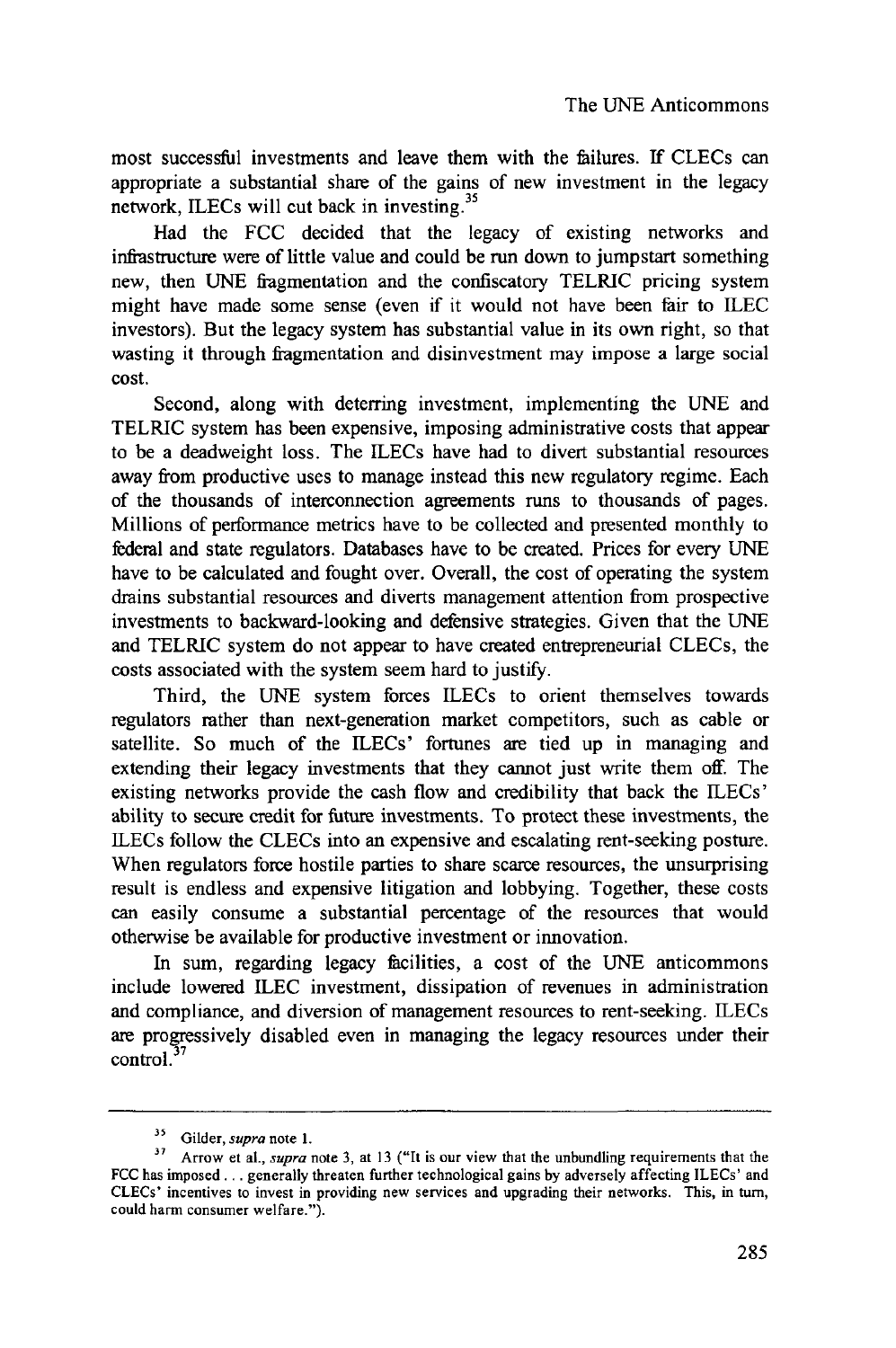most successful investments and leave them with the failures. If CLECs can appropriate a substantial share of the gains of new investment in the legacy network, ILECs will cut back in investing.[35]

Had the FCC decided that the legacy of existing networks and infrastructure were of little value and could be run down to jumpstart something new, then UNE fragmentation and the confiscatory TELRIC pricing system might have made some sense (even if it would not have been fair to ILEC investors). But the legacy system has substantial value in its own right, so that wasting it through fragmentation and disinvestment may impose a large social cost.

Second, along with deterring investment, implementing the UNE and TELRIC system has been expensive, imposing administrative costs that appear to be a deadweight loss. The ILECs have had to divert substantial resources away from productive uses to manage instead this new regulatory regime. Each of the thousands of interconnection agreements runs to thousands of pages. Millions of performance metrics have to be collected and presented monthly to federal and state regulators. Databases have to be created. Prices for every UNE have to be calculated and fought over. Overall, the cost of operating the system drains substantial resources and diverts management attention from prospective investments to backward-looking and defensive strategies. Given that the UNE and TELRIC system do not appear to have created entrepreneurial CLECs, the costs associated with the system seem hard to justify.

Third, the UNE system forces ILECs to orient themselves towards regulators rather than next-generation market competitors, such as cable or satellite. So much of the ILECs' fortunes are tied up in managing and extending their legacy investments that they cannot just write them off. The existing networks provide the cash flow and credibility that back the ILECs' ability to secure credit for future investments. To protect these investments, the ILECs follow the CLECs into an expensive and escalating rent-seeking posture. When regulators force hostile parties to share scarce resources, the unsurprising result is endless and expensive litigation and lobbying. Together, these costs can easily consume a substantial percentage of the resources that would otherwise be available for productive investment or innovation.

In sum, regarding legacy facilities, a cost of the UNE anticommons include lowered ILEC investment, dissipation of revenues in administration and compliance, and diversion of management resources to rent-seeking. ILECs are progressively disabled even in managing the legacy resources under their control.[37]

---

[35] Gilder, *supra* note 1.

[37] Arrow et al., *supra* note 3, at 13 ("It is our view that the unbundling requirements that the FCC has imposed . . . generally threaten further technological gains by adversely affecting ILECs' and CLECs' incentives to invest in providing new services and upgrading their networks. This, in turn, could harm consumer welfare.").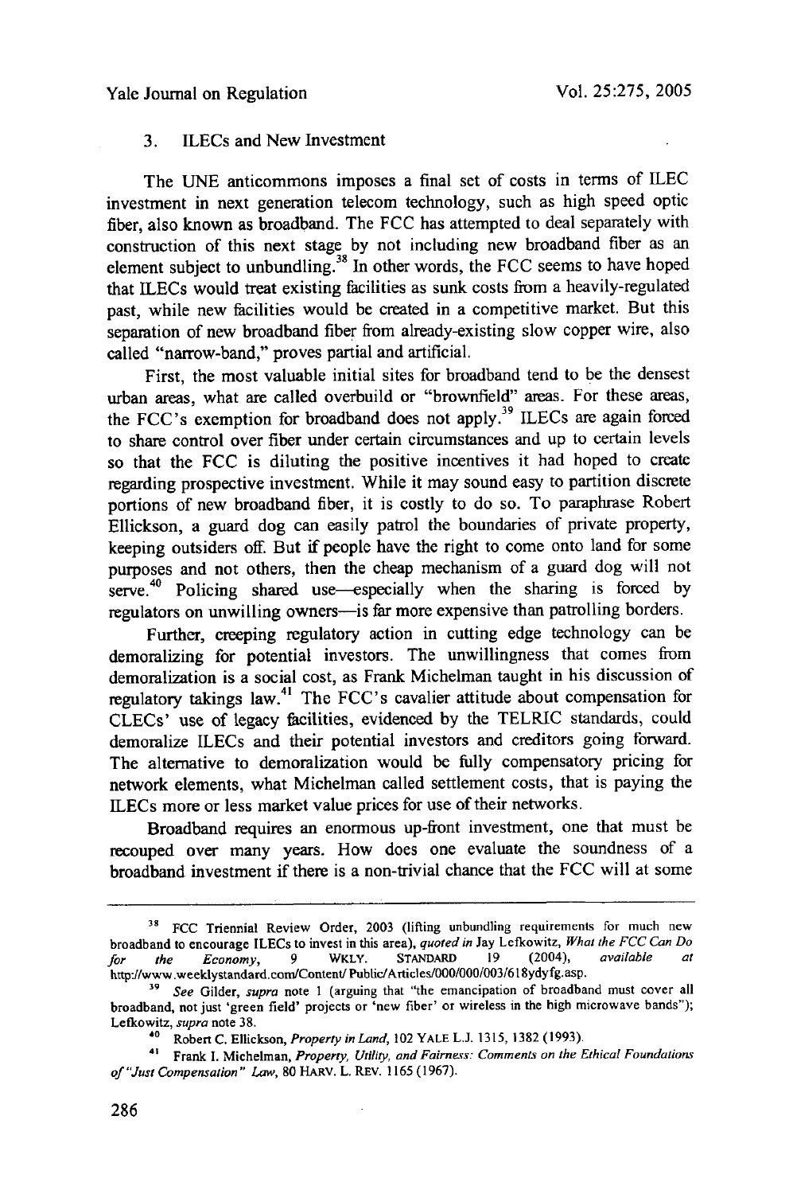### 3. ILECs and New Investment

The UNE anticommons imposes a final set of costs in terms of ILEC investment in next generation telecom technology, such as high speed optic fiber, also known as broadband. The FCC has attempted to deal separately with construction of this next stage by not including new broadband fiber as an element subject to unbundling.[38] In other words, the FCC seems to have hoped that ILECs would treat existing facilities as sunk costs from a heavily-regulated past, while new facilities would be created in a competitive market. But this separation of new broadband fiber from already-existing slow copper wire, also called "narrow-band," proves partial and artificial.

First, the most valuable initial sites for broadband tend to be the densest urban areas, what are called overbuild or "brownfield" areas. For these areas, the FCC's exemption for broadband does not apply.[39] ILECs are again forced to share control over fiber under certain circumstances and up to certain levels so that the FCC is diluting the positive incentives it had hoped to create regarding prospective investment. While it may sound easy to partition discrete portions of new broadband fiber, it is costly to do so. To paraphrase Robert Ellickson, a guard dog can easily patrol the boundaries of private property, keeping outsiders off. But if people have the right to come onto land for some purposes and not others, then the cheap mechanism of a guard dog will not serve.[40] Policing shared use—especially when the sharing is forced by regulators on unwilling owners—is far more expensive than patrolling borders.

Further, creeping regulatory action in cutting edge technology can be demoralizing for potential investors. The unwillingness that comes from demoralization is a social cost, as Frank Michelman taught in his discussion of regulatory takings law.[41] The FCC's cavalier attitude about compensation for CLECs' use of legacy facilities, evidenced by the TELRIC standards, could demoralize ILECs and their potential investors and creditors going forward. The alternative to demoralization would be fully compensatory pricing for network elements, what Michelman called settlement costs, that is paying the ILECs more or less market value prices for use of their networks.

Broadband requires an enormous up-front investment, one that must be recouped over many years. How does one evaluate the soundness of a broadband investment if there is a non-trivial chance that the FCC will at some

---

[38] FCC Triennial Review Order, 2003 (lifting unbundling requirements for much new broadband to encourage ILECs to invest in this area), *quoted in* Jay Lefkowitz, *What the FCC Can Do for the Economy*, 9 WKLY. STANDARD 19 (2004), *available at* http://www.weeklystandard.com/Content/ Public/Articles/000/000/003/618ydyfg.asp.

[39] *See* Gilder, *supra* note 1 (arguing that "the emancipation of broadband must cover all broadband, not just 'green field' projects or 'new fiber' or wireless in the high microwave bands"); Lefkowitz, *supra* note 38.

[40] Robert C. Ellickson, *Property in Land*, 102 YALE L.J. 1315, 1382 (1993).

[41] Frank I. Michelman, *Property, Utility, and Fairness: Comments on the Ethical Foundations of "Just Compensation" Law*, 80 HARV. L. REV. 1165 (1967).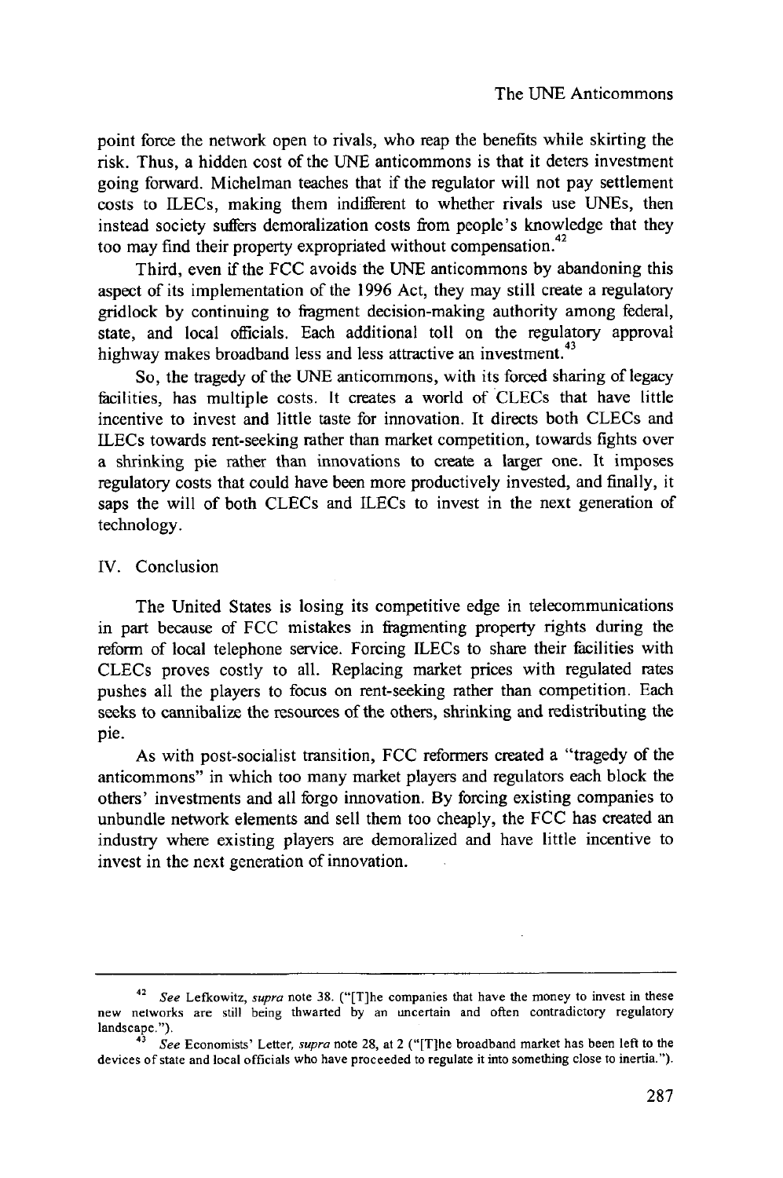point force the network open to rivals, who reap the benefits while skirting the risk. Thus, a hidden cost of the UNE anticommons is that it deters investment going forward. Michelman teaches that if the regulator will not pay settlement costs to ILECs, making them indifferent to whether rivals use UNEs, then instead society suffers demoralization costs from people's knowledge that they too may find their property expropriated without compensation.[42]

Third, even if the FCC avoids the UNE anticommons by abandoning this aspect of its implementation of the 1996 Act, they may still create a regulatory gridlock by continuing to fragment decision-making authority among federal, state, and local officials. Each additional toll on the regulatory approval highway makes broadband less and less attractive an investment.[43]

So, the tragedy of the UNE anticommons, with its forced sharing of legacy facilities, has multiple costs. It creates a world of CLECs that have little incentive to invest and little taste for innovation. It directs both CLECs and ILECs towards rent-seeking rather than market competition, towards fights over a shrinking pie rather than innovations to create a larger one. It imposes regulatory costs that could have been more productively invested, and finally, it saps the will of both CLECs and ILECs to invest in the next generation of technology.

## IV. Conclusion

The United States is losing its competitive edge in telecommunications in part because of FCC mistakes in fragmenting property rights during the reform of local telephone service. Forcing ILECs to share their facilities with CLECs proves costly to all. Replacing market prices with regulated rates pushes all the players to focus on rent-seeking rather than competition. Each seeks to cannibalize the resources of the others, shrinking and redistributing the pie.

As with post-socialist transition, FCC reformers created a "tragedy of the anticommons" in which too many market players and regulators each block the others' investments and all forgo innovation. By forcing existing companies to unbundle network elements and sell them too cheaply, the FCC has created an industry where existing players are demoralized and have little incentive to invest in the next generation of innovation.

---

[42] *See* Lefkowitz, *supra* note 38. ("[T]he companies that have the money to invest in these new networks are still being thwarted by an uncertain and often contradictory regulatory landscape.").

[43] *See* Economists' Letter, *supra* note 28, at 2 ("[T]he broadband market has been left to the devices of state and local officials who have proceeded to regulate it into something close to inertia.").